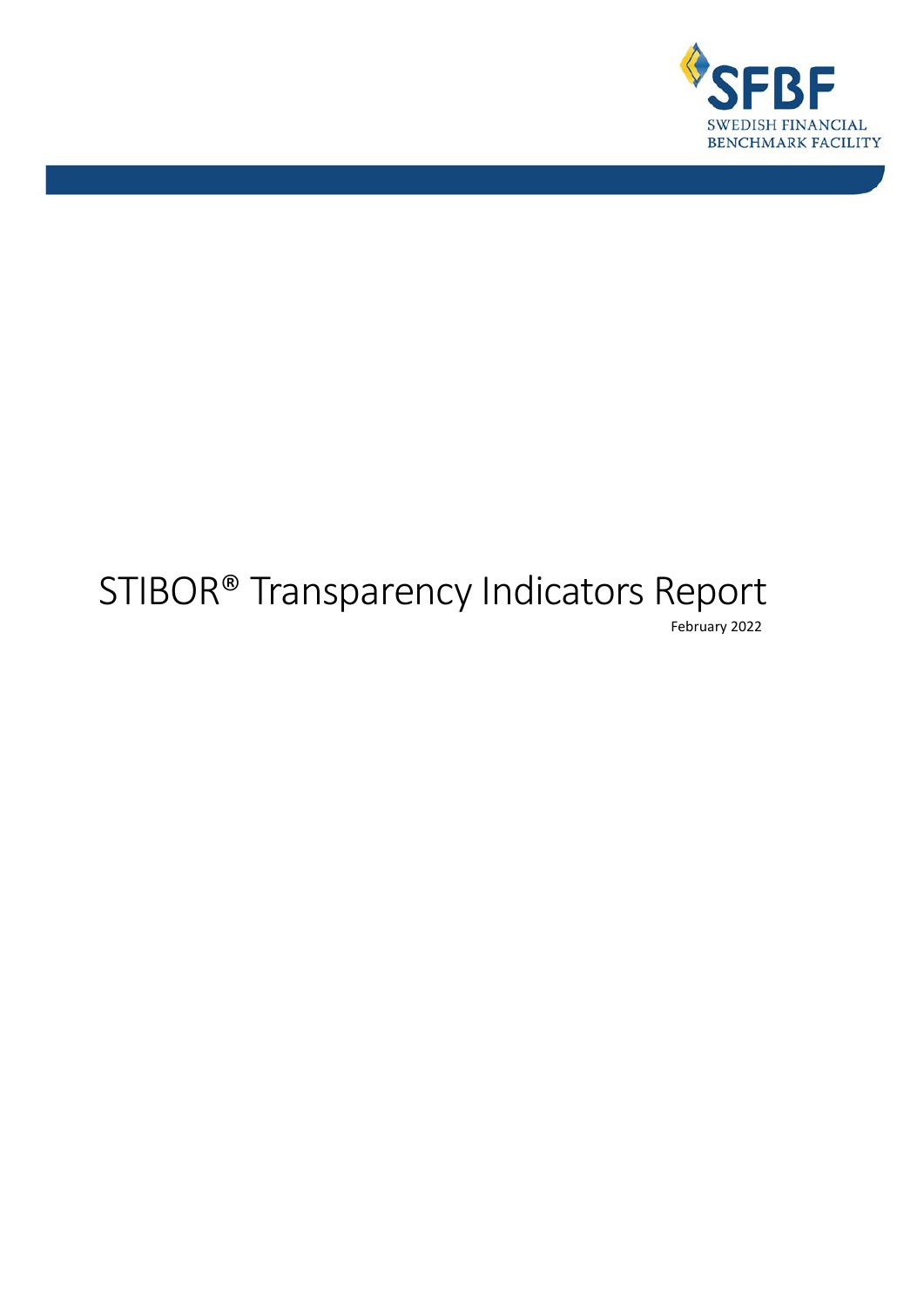SFBF

SWEDISH FINANCIAL BENCHMARK FACILITY

# STIBOR® Transparency Indicators Report

February 2022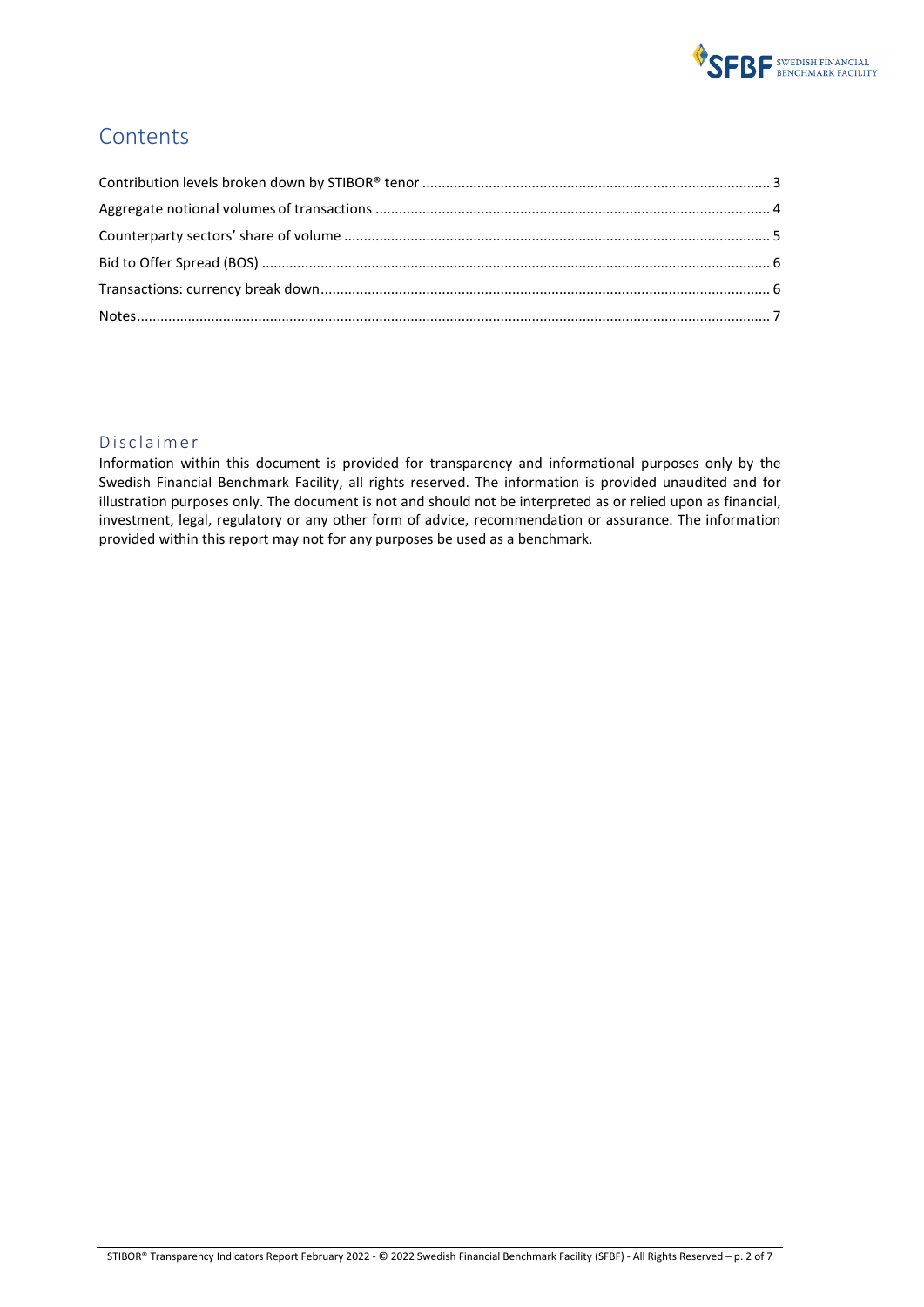## Contents

Contribution levels broken down by STIBOR® tenor ........ 3

Aggregate notional volumes of transactions ........ 4

Counterparty sectors' share of volume ........ 5

Bid to Offer Spread (BOS) ........ 6

Transactions: currency break down ........ 6

Notes ........ 7

### Disclaimer

Information within this document is provided for transparency and informational purposes only by the Swedish Financial Benchmark Facility, all rights reserved. The information is provided unaudited and for illustration purposes only. The document is not and should not be interpreted as or relied upon as financial, investment, legal, regulatory or any other form of advice, recommendation or assurance. The information provided within this report may not for any purposes be used as a benchmark.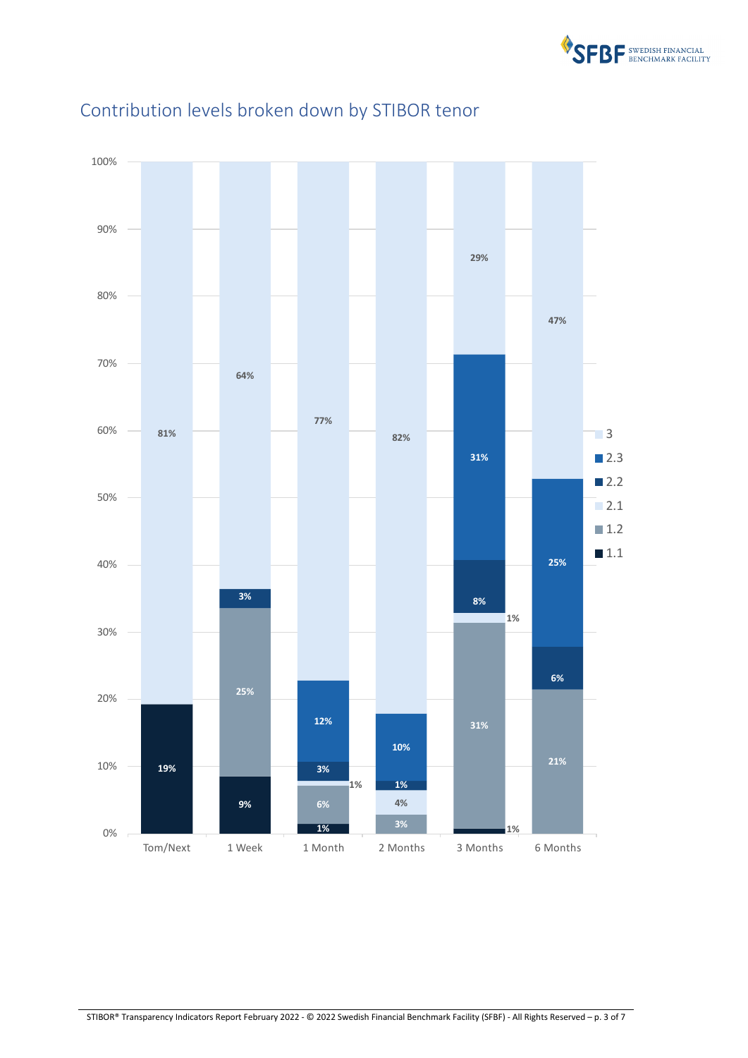## Contribution levels broken down by STIBOR tenor

| Tenor | 1.1 | 1.2 | 2.1 | 2.2 | 2.3 | 3 |
|---|---|---|---|---|---|---|
| Tom/Next | 19% | | | | | 81% |
| 1 Week | 9% | 25% | | 3% | | 64% |
| 1 Month | 1% | 6% | 1% | 3% | 12% | 77% |
| 2 Months | | 3% | 4% | 1% | 10% | 82% |
| 3 Months | 1% | 31% | 1% | 8% | 31% | 29% |
| 6 Months | | 21% | | 6% | 25% | 47% |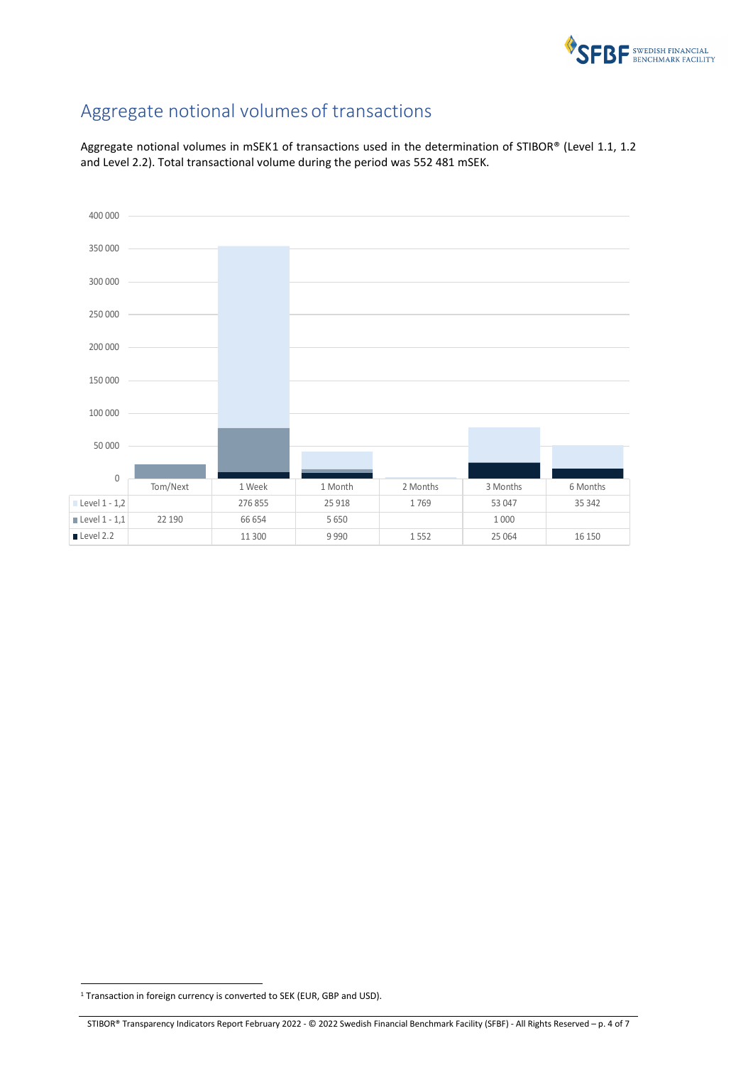## Aggregate notional volumes of transactions

Aggregate notional volumes in mSEK[1] of transactions used in the determination of STIBOR® (Level 1.1, 1.2 and Level 2.2). Total transactional volume during the period was 552 481 mSEK.

| | Tom/Next | 1 Week | 1 Month | 2 Months | 3 Months | 6 Months |
|---|---|---|---|---|---|---|
| Level 1 - 1,2 | | 276 855 | 25 918 | 1 769 | 53 047 | 35 342 |
| Level 1 - 1,1 | 22 190 | 66 654 | 5 650 | | 1 000 | |
| Level 2.2 | | 11 300 | 9 990 | 1 552 | 25 064 | 16 150 |

[1] Transaction in foreign currency is converted to SEK (EUR, GBP and USD).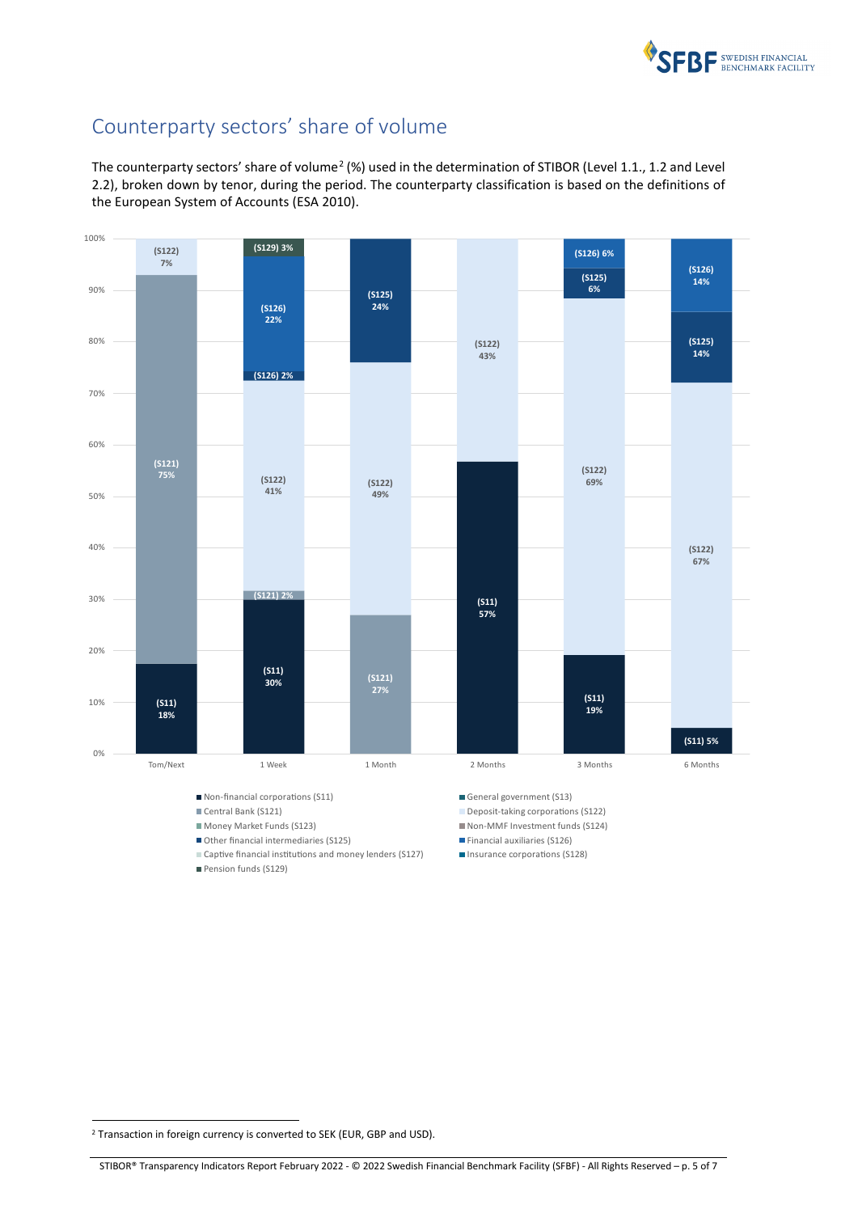## Counterparty sectors' share of volume

The counterparty sectors' share of volume[2] (%) used in the determination of STIBOR (Level 1.1., 1.2 and Level 2.2), broken down by tenor, during the period. The counterparty classification is based on the definitions of the European System of Accounts (ESA 2010).

| Tenor | (S11) | (S121) | (S122) | (S125) | (S126) | (S129) |
|---|---|---|---|---|---|---|
| Tom/Next | 18% | 75% | 7% | | | |
| 1 Week | 30% | 2% | 41% | | 2% / 22% | 3% |
| 1 Month | | 27% | 49% | 24% | | |
| 2 Months | 57% | | 43% | | | |
| 3 Months | 19% | | 69% | 6% | 6% | |
| 6 Months | 5% | | 67% | 14% | 14% | |

- Non-financial corporations (S11)
- General government (S13)
- Central Bank (S121)
- Deposit-taking corporations (S122)
- Money Market Funds (S123)
- Non-MMF Investment funds (S124)
- Other financial intermediaries (S125)
- Financial auxiliaries (S126)
- Captive financial institutions and money lenders (S127)
- Insurance corporations (S128)
- Pension funds (S129)

[2] Transaction in foreign currency is converted to SEK (EUR, GBP and USD).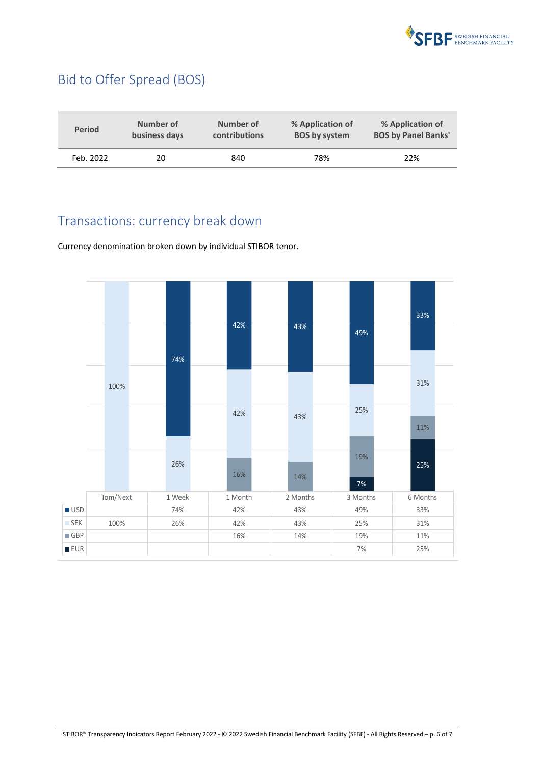## Bid to Offer Spread (BOS)

| Period | Number of business days | Number of contributions | % Application of BOS by system | % Application of BOS by Panel Banks' |
|---|---|---|---|---|
| Feb. 2022 | 20 | 840 | 78% | 22% |

## Transactions: currency break down

Currency denomination broken down by individual STIBOR tenor.

| | Tom/Next | 1 Week | 1 Month | 2 Months | 3 Months | 6 Months |
|---|---|---|---|---|---|---|
| USD | | 74% | 42% | 43% | 49% | 33% |
| SEK | 100% | 26% | 42% | 43% | 25% | 31% |
| GBP | | | 16% | 14% | 19% | 11% |
| EUR | | | | | 7% | 25% |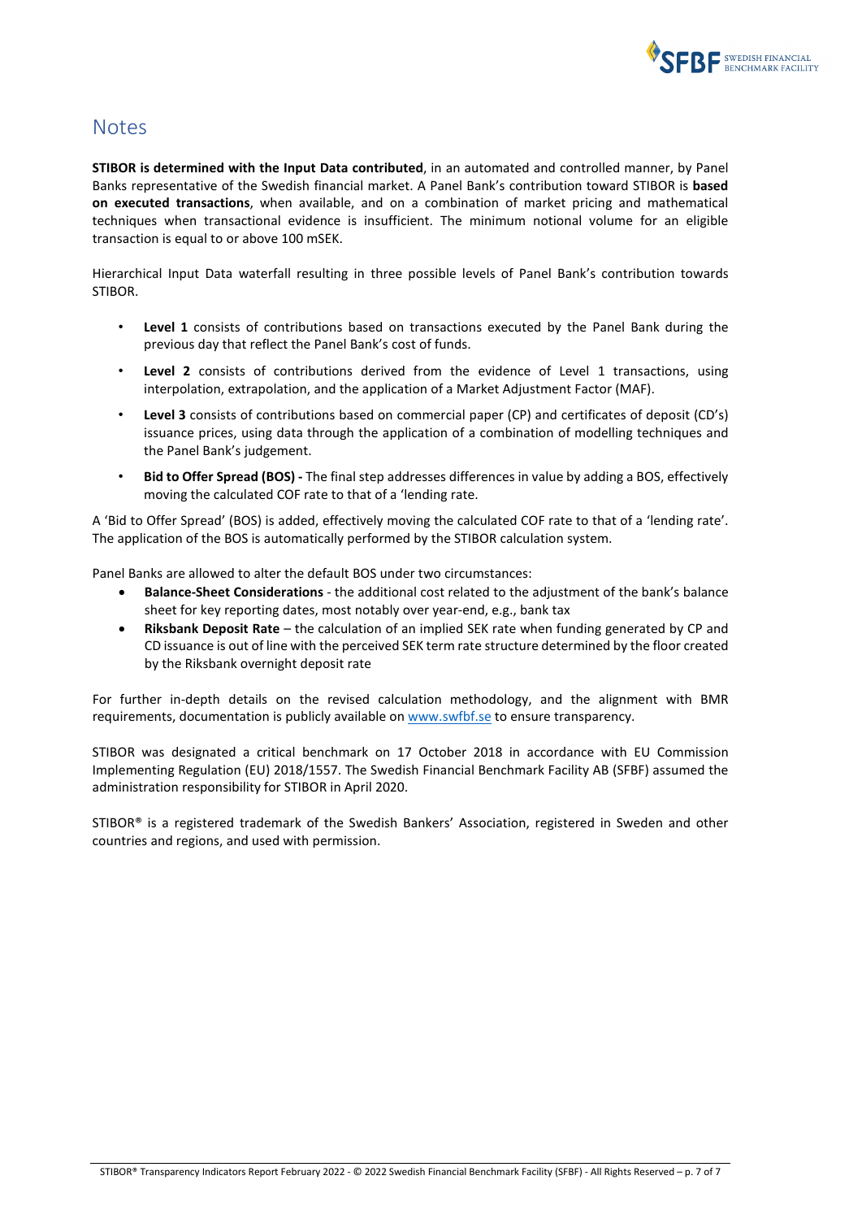# Notes

**STIBOR is determined with the Input Data contributed**, in an automated and controlled manner, by Panel Banks representative of the Swedish financial market. A Panel Bank's contribution toward STIBOR is **based on executed transactions**, when available, and on a combination of market pricing and mathematical techniques when transactional evidence is insufficient. The minimum notional volume for an eligible transaction is equal to or above 100 mSEK.

Hierarchical Input Data waterfall resulting in three possible levels of Panel Bank's contribution towards STIBOR.

- **Level 1** consists of contributions based on transactions executed by the Panel Bank during the previous day that reflect the Panel Bank's cost of funds.
- **Level 2** consists of contributions derived from the evidence of Level 1 transactions, using interpolation, extrapolation, and the application of a Market Adjustment Factor (MAF).
- **Level 3** consists of contributions based on commercial paper (CP) and certificates of deposit (CD's) issuance prices, using data through the application of a combination of modelling techniques and the Panel Bank's judgement.
- **Bid to Offer Spread (BOS) -** The final step addresses differences in value by adding a BOS, effectively moving the calculated COF rate to that of a 'lending rate.

A 'Bid to Offer Spread' (BOS) is added, effectively moving the calculated COF rate to that of a 'lending rate'. The application of the BOS is automatically performed by the STIBOR calculation system.

Panel Banks are allowed to alter the default BOS under two circumstances:

- **Balance-Sheet Considerations** - the additional cost related to the adjustment of the bank's balance sheet for key reporting dates, most notably over year-end, e.g., bank tax
- **Riksbank Deposit Rate** – the calculation of an implied SEK rate when funding generated by CP and CD issuance is out of line with the perceived SEK term rate structure determined by the floor created by the Riksbank overnight deposit rate

For further in-depth details on the revised calculation methodology, and the alignment with BMR requirements, documentation is publicly available on www.swfbf.se to ensure transparency.

STIBOR was designated a critical benchmark on 17 October 2018 in accordance with EU Commission Implementing Regulation (EU) 2018/1557. The Swedish Financial Benchmark Facility AB (SFBF) assumed the administration responsibility for STIBOR in April 2020.

STIBOR® is a registered trademark of the Swedish Bankers' Association, registered in Sweden and other countries and regions, and used with permission.